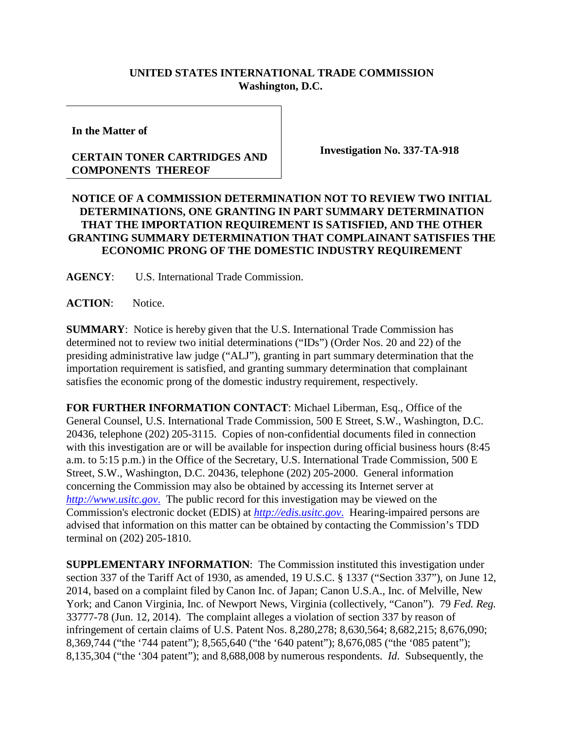**UNITED STATES INTERNATIONAL TRADE COMMISSION**
**Washington, D.C.**

**In the Matter of**

**CERTAIN TONER CARTRIDGES AND COMPONENTS THEREOF**

**Investigation No. 337-TA-918**

**NOTICE OF A COMMISSION DETERMINATION NOT TO REVIEW TWO INITIAL DETERMINATIONS, ONE GRANTING IN PART SUMMARY DETERMINATION THAT THE IMPORTATION REQUIREMENT IS SATISFIED, AND THE OTHER GRANTING SUMMARY DETERMINATION THAT COMPLAINANT SATISFIES THE ECONOMIC PRONG OF THE DOMESTIC INDUSTRY REQUIREMENT**

**AGENCY**: U.S. International Trade Commission.

**ACTION**: Notice.

**SUMMARY**: Notice is hereby given that the U.S. International Trade Commission has determined not to review two initial determinations ("IDs") (Order Nos. 20 and 22) of the presiding administrative law judge ("ALJ"), granting in part summary determination that the importation requirement is satisfied, and granting summary determination that complainant satisfies the economic prong of the domestic industry requirement, respectively.

**FOR FURTHER INFORMATION CONTACT**: Michael Liberman, Esq., Office of the General Counsel, U.S. International Trade Commission, 500 E Street, S.W., Washington, D.C. 20436, telephone (202) 205-3115. Copies of non-confidential documents filed in connection with this investigation are or will be available for inspection during official business hours (8:45 a.m. to 5:15 p.m.) in the Office of the Secretary, U.S. International Trade Commission, 500 E Street, S.W., Washington, D.C. 20436, telephone (202) 205-2000. General information concerning the Commission may also be obtained by accessing its Internet server at *http://www.usitc.gov*. The public record for this investigation may be viewed on the Commission's electronic docket (EDIS) at *http://edis.usitc.gov*. Hearing-impaired persons are advised that information on this matter can be obtained by contacting the Commission's TDD terminal on (202) 205-1810.

**SUPPLEMENTARY INFORMATION**: The Commission instituted this investigation under section 337 of the Tariff Act of 1930, as amended, 19 U.S.C. § 1337 ("Section 337"), on June 12, 2014, based on a complaint filed by Canon Inc. of Japan; Canon U.S.A., Inc. of Melville, New York; and Canon Virginia, Inc. of Newport News, Virginia (collectively, "Canon"). 79 *Fed. Reg.* 33777-78 (Jun. 12, 2014). The complaint alleges a violation of section 337 by reason of infringement of certain claims of U.S. Patent Nos. 8,280,278; 8,630,564; 8,682,215; 8,676,090; 8,369,744 ("the '744 patent"); 8,565,640 ("the '640 patent"); 8,676,085 ("the '085 patent"); 8,135,304 ("the '304 patent"); and 8,688,008 by numerous respondents. *Id*. Subsequently, the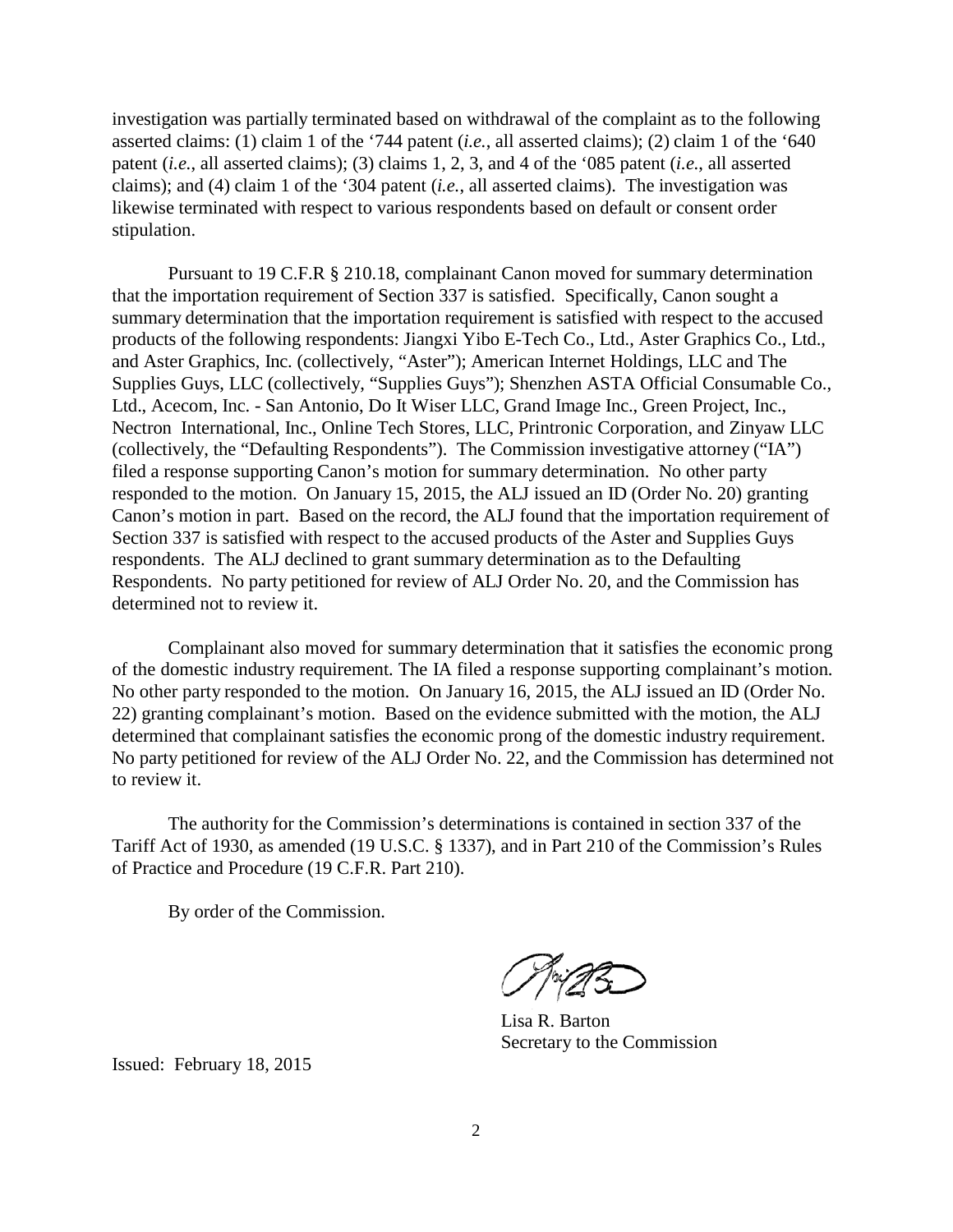investigation was partially terminated based on withdrawal of the complaint as to the following asserted claims: (1) claim 1 of the '744 patent (*i.e.*, all asserted claims); (2) claim 1 of the '640 patent (*i.e.*, all asserted claims); (3) claims 1, 2, 3, and 4 of the '085 patent (*i.e.*, all asserted claims); and (4) claim 1 of the '304 patent (*i.e.*, all asserted claims). The investigation was likewise terminated with respect to various respondents based on default or consent order stipulation.

Pursuant to 19 C.F.R § 210.18, complainant Canon moved for summary determination that the importation requirement of Section 337 is satisfied. Specifically, Canon sought a summary determination that the importation requirement is satisfied with respect to the accused products of the following respondents: Jiangxi Yibo E-Tech Co., Ltd., Aster Graphics Co., Ltd., and Aster Graphics, Inc. (collectively, "Aster"); American Internet Holdings, LLC and The Supplies Guys, LLC (collectively, "Supplies Guys"); Shenzhen ASTA Official Consumable Co., Ltd., Acecom, Inc. - San Antonio, Do It Wiser LLC, Grand Image Inc., Green Project, Inc., Nectron International, Inc., Online Tech Stores, LLC, Printronic Corporation, and Zinyaw LLC (collectively, the "Defaulting Respondents"). The Commission investigative attorney ("IA") filed a response supporting Canon's motion for summary determination. No other party responded to the motion. On January 15, 2015, the ALJ issued an ID (Order No. 20) granting Canon's motion in part. Based on the record, the ALJ found that the importation requirement of Section 337 is satisfied with respect to the accused products of the Aster and Supplies Guys respondents. The ALJ declined to grant summary determination as to the Defaulting Respondents. No party petitioned for review of ALJ Order No. 20, and the Commission has determined not to review it.

Complainant also moved for summary determination that it satisfies the economic prong of the domestic industry requirement. The IA filed a response supporting complainant's motion. No other party responded to the motion. On January 16, 2015, the ALJ issued an ID (Order No. 22) granting complainant's motion. Based on the evidence submitted with the motion, the ALJ determined that complainant satisfies the economic prong of the domestic industry requirement. No party petitioned for review of the ALJ Order No. 22, and the Commission has determined not to review it.

The authority for the Commission's determinations is contained in section 337 of the Tariff Act of 1930, as amended (19 U.S.C. § 1337), and in Part 210 of the Commission's Rules of Practice and Procedure (19 C.F.R. Part 210).

By order of the Commission.

Lisa R. Barton
Secretary to the Commission

Issued: February 18, 2015